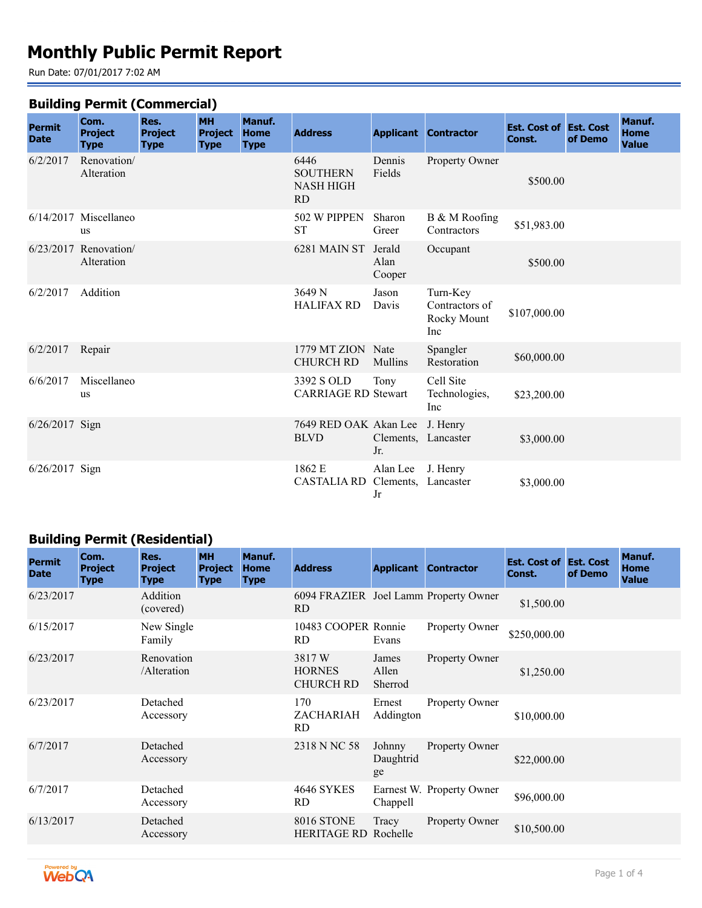# Monthly Public Permit Report

Run Date: 07/01/2017 7:02 AM

## Building Permit (Commercial)

| Permit Date | Com. Project Type | Res. Project Type | MH Project Type | Manuf. Home Type | Address | Applicant | Contractor | Est. Cost of Const. | Est. Cost of Demo | Manuf. Home Value |
|---|---|---|---|---|---|---|---|---|---|---|
| 6/2/2017 | Renovation/ Alteration | | | | 6446 SOUTHERN NASH HIGH RD | Dennis Fields | Property Owner | $500.00 | | |
| 6/14/2017 | Miscellaneous | | | | 502 W PIPPEN ST | Sharon Greer | B & M Roofing Contractors | $51,983.00 | | |
| 6/23/2017 | Renovation/ Alteration | | | | 6281 MAIN ST | Jerald Alan Cooper | Occupant | $500.00 | | |
| 6/2/2017 | Addition | | | | 3649 N HALIFAX RD | Jason Davis | Turn-Key Contractors of Rocky Mount Inc | $107,000.00 | | |
| 6/2/2017 | Repair | | | | 1779 MT ZION CHURCH RD | Nate Mullins | Spangler Restoration | $60,000.00 | | |
| 6/6/2017 | Miscellaneous | | | | 3392 S OLD CARRIAGE RD | Tony Stewart | Cell Site Technologies, Inc | $23,200.00 | | |
| 6/26/2017 | Sign | | | | 7649 RED OAK BLVD | Akan Lee Clements, Jr. | J. Henry Lancaster | $3,000.00 | | |
| 6/26/2017 | Sign | | | | 1862 E CASTALIA RD | Alan Lee Clements, Jr | J. Henry Lancaster | $3,000.00 | | |

## Building Permit (Residential)

| Permit Date | Com. Project Type | Res. Project Type | MH Project Type | Manuf. Home Type | Address | Applicant | Contractor | Est. Cost of Const. | Est. Cost of Demo | Manuf. Home Value |
|---|---|---|---|---|---|---|---|---|---|---|
| 6/23/2017 | | Addition (covered) | | | 6094 FRAZIER RD | Joel Lamm | Property Owner | $1,500.00 | | |
| 6/15/2017 | | New Single Family | | | 10483 COOPER RD | Ronnie Evans | Property Owner | $250,000.00 | | |
| 6/23/2017 | | Renovation /Alteration | | | 3817 W HORNES CHURCH RD | James Allen Sherrod | Property Owner | $1,250.00 | | |
| 6/23/2017 | | Detached Accessory | | | 170 ZACHARIAH RD | Ernest Addington | Property Owner | $10,000.00 | | |
| 6/7/2017 | | Detached Accessory | | | 2318 N NC 58 | Johnny Daughtridge | Property Owner | $22,000.00 | | |
| 6/7/2017 | | Detached Accessory | | | 4646 SYKES RD | Earnest W. Chappell | Property Owner | $96,000.00 | | |
| 6/13/2017 | | Detached Accessory | | | 8016 STONE HERITAGE RD | Tracy Rochelle | Property Owner | $10,500.00 | | |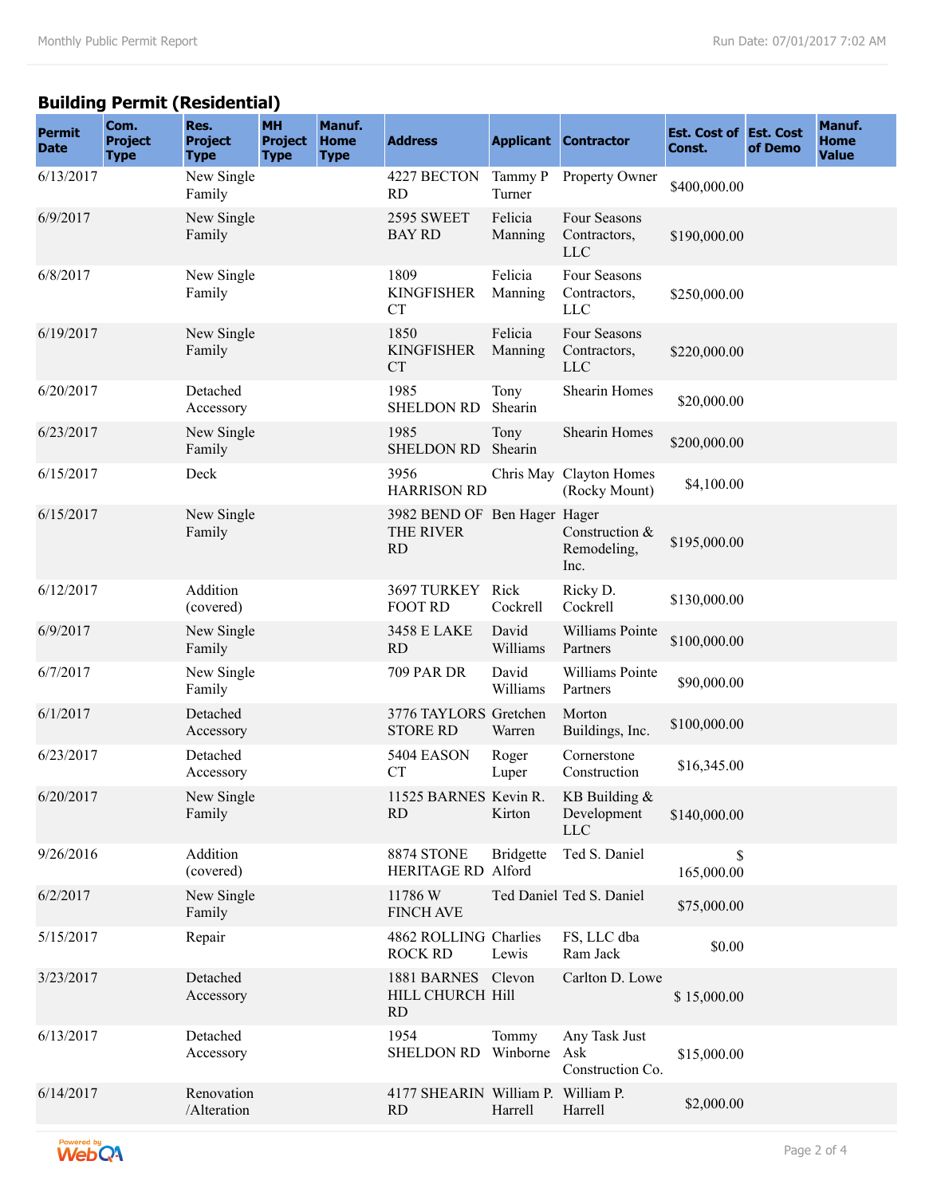## Building Permit (Residential)

| Permit Date | Com. Project Type | Res. Project Type | MH Project Type | Manuf. Home Type | Address | Applicant | Contractor | Est. Cost of Const. | Est. Cost of Demo | Manuf. Home Value |
|---|---|---|---|---|---|---|---|---|---|---|
| 6/13/2017 | | New Single Family | | | 4227 BECTON RD | Tammy P Turner | Property Owner | $400,000.00 | | |
| 6/9/2017 | | New Single Family | | | 2595 SWEET BAY RD | Felicia Manning | Four Seasons Contractors, LLC | $190,000.00 | | |
| 6/8/2017 | | New Single Family | | | 1809 KINGFISHER CT | Felicia Manning | Four Seasons Contractors, LLC | $250,000.00 | | |
| 6/19/2017 | | New Single Family | | | 1850 KINGFISHER CT | Felicia Manning | Four Seasons Contractors, LLC | $220,000.00 | | |
| 6/20/2017 | | Detached Accessory | | | 1985 SHELDON RD | Tony Shearin | Shearin Homes | $20,000.00 | | |
| 6/23/2017 | | New Single Family | | | 1985 SHELDON RD | Tony Shearin | Shearin Homes | $200,000.00 | | |
| 6/15/2017 | | Deck | | | 3956 HARRISON RD | Chris May | Clayton Homes (Rocky Mount) | $4,100.00 | | |
| 6/15/2017 | | New Single Family | | | 3982 BEND OF THE RIVER RD | Ben Hager | Hager Construction & Remodeling, Inc. | $195,000.00 | | |
| 6/12/2017 | | Addition (covered) | | | 3697 TURKEY FOOT RD | Rick Cockrell | Ricky D. Cockrell | $130,000.00 | | |
| 6/9/2017 | | New Single Family | | | 3458 E LAKE RD | David Williams | Williams Pointe Partners | $100,000.00 | | |
| 6/7/2017 | | New Single Family | | | 709 PAR DR | David Williams | Williams Pointe Partners | $90,000.00 | | |
| 6/1/2017 | | Detached Accessory | | | 3776 TAYLORS STORE RD | Gretchen Warren | Morton Buildings, Inc. | $100,000.00 | | |
| 6/23/2017 | | Detached Accessory | | | 5404 EASON CT | Roger Luper | Cornerstone Construction | $16,345.00 | | |
| 6/20/2017 | | New Single Family | | | 11525 BARNES RD | Kevin R. Kirton | KB Building & Development LLC | $140,000.00 | | |
| 9/26/2016 | | Addition (covered) | | | 8874 STONE HERITAGE RD | Bridgette Alford | Ted S. Daniel | $ 165,000.00 | | |
| 6/2/2017 | | New Single Family | | | 11786 W FINCH AVE | Ted Daniel | Ted S. Daniel | $75,000.00 | | |
| 5/15/2017 | | Repair | | | 4862 ROLLING ROCK RD | Charlies Lewis | FS, LLC dba Ram Jack | $0.00 | | |
| 3/23/2017 | | Detached Accessory | | | 1881 BARNES HILL CHURCH RD | Clevon Hill | Carlton D. Lowe | $ 15,000.00 | | |
| 6/13/2017 | | Detached Accessory | | | 1954 SHELDON RD | Tommy Winborne | Any Task Just Ask Construction Co. | $15,000.00 | | |
| 6/14/2017 | | Renovation /Alteration | | | 4177 SHEARIN RD | William P. Harrell | William P. Harrell | $2,000.00 | | |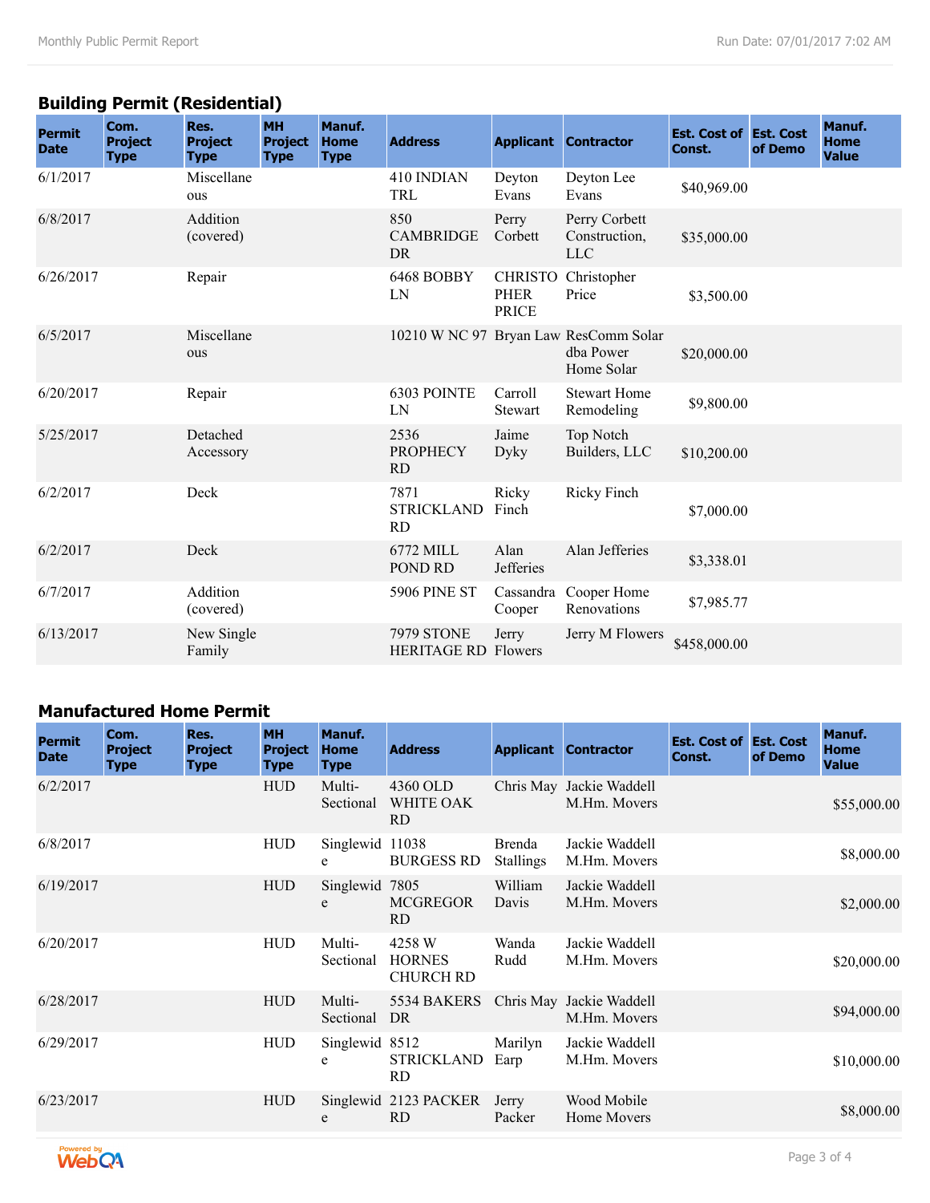## Building Permit (Residential)

| Permit Date | Com. Project Type | Res. Project Type | MH Project Type | Manuf. Home Type | Address | Applicant | Contractor | Est. Cost of Const. | Est. Cost of Demo | Manuf. Home Value |
|---|---|---|---|---|---|---|---|---|---|---|
| 6/1/2017 | | Miscellaneous | | | 410 INDIAN TRL | Deyton Evans | Deyton Lee Evans | $40,969.00 | | |
| 6/8/2017 | | Addition (covered) | | | 850 CAMBRIDGE DR | Perry Corbett | Perry Corbett Construction, LLC | $35,000.00 | | |
| 6/26/2017 | | Repair | | | 6468 BOBBY LN | CHRISTOPHER PRICE | Christopher Price | $3,500.00 | | |
| 6/5/2017 | | Miscellaneous | | | 10210 W NC 97 | Bryan Law | ResComm Solar dba Power Home Solar | $20,000.00 | | |
| 6/20/2017 | | Repair | | | 6303 POINTE LN | Carroll Stewart | Stewart Home Remodeling | $9,800.00 | | |
| 5/25/2017 | | Detached Accessory | | | 2536 PROPHECY RD | Jaime Dyky | Top Notch Builders, LLC | $10,200.00 | | |
| 6/2/2017 | | Deck | | | 7871 STRICKLAND RD | Ricky Finch | Ricky Finch | $7,000.00 | | |
| 6/2/2017 | | Deck | | | 6772 MILL POND RD | Alan Jefferies | Alan Jefferies | $3,338.01 | | |
| 6/7/2017 | | Addition (covered) | | | 5906 PINE ST | Cassandra Cooper | Cooper Home Renovations | $7,985.77 | | |
| 6/13/2017 | | New Single Family | | | 7979 STONE HERITAGE RD | Jerry Flowers | Jerry M Flowers | $458,000.00 | | |

## Manufactured Home Permit

| Permit Date | Com. Project Type | Res. Project Type | MH Project Type | Manuf. Home Type | Address | Applicant | Contractor | Est. Cost of Const. | Est. Cost of Demo | Manuf. Home Value |
|---|---|---|---|---|---|---|---|---|---|---|
| 6/2/2017 | | | HUD | Multi-Sectional | 4360 OLD WHITE OAK RD | Chris May | Jackie Waddell M.Hm. Movers | | | $55,000.00 |
| 6/8/2017 | | | HUD | Singlewide | 11038 BURGESS RD | Brenda Stallings | Jackie Waddell M.Hm. Movers | | | $8,000.00 |
| 6/19/2017 | | | HUD | Singlewide | 7805 MCGREGOR RD | William Davis | Jackie Waddell M.Hm. Movers | | | $2,000.00 |
| 6/20/2017 | | | HUD | Multi-Sectional | 4258 W HORNES CHURCH RD | Wanda Rudd | Jackie Waddell M.Hm. Movers | | | $20,000.00 |
| 6/28/2017 | | | HUD | Multi-Sectional | 5534 BAKERS DR | Chris May | Jackie Waddell M.Hm. Movers | | | $94,000.00 |
| 6/29/2017 | | | HUD | Singlewide | 8512 STRICKLAND RD | Marilyn Earp | Jackie Waddell M.Hm. Movers | | | $10,000.00 |
| 6/23/2017 | | | HUD | Singlewide | 2123 PACKER RD | Jerry Packer | Wood Mobile Home Movers | | | $8,000.00 |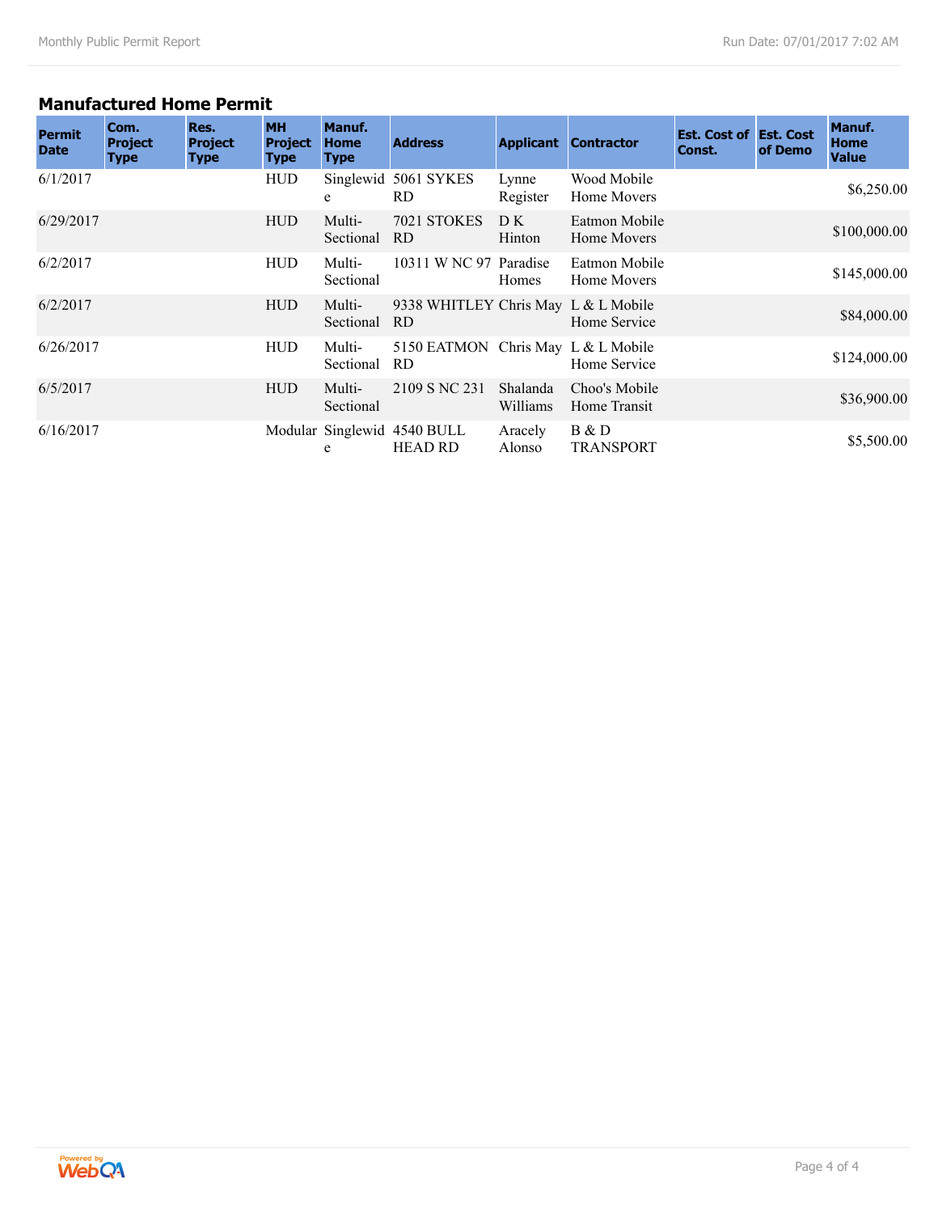## Manufactured Home Permit

| Permit Date | Com. Project Type | Res. Project Type | MH Project Type | Manuf. Home Type | Address | Applicant | Contractor | Est. Cost of Const. | Est. Cost of Demo | Manuf. Home Value |
|---|---|---|---|---|---|---|---|---|---|---|
| 6/1/2017 | | | HUD | Singlewide | 5061 SYKES RD | Lynne Register | Wood Mobile Home Movers | | | $6,250.00 |
| 6/29/2017 | | | HUD | Multi-Sectional | 7021 STOKES RD | D K Hinton | Eatmon Mobile Home Movers | | | $100,000.00 |
| 6/2/2017 | | | HUD | Multi-Sectional | 10311 W NC 97 | Paradise Homes | Eatmon Mobile Home Movers | | | $145,000.00 |
| 6/2/2017 | | | HUD | Multi-Sectional | 9338 WHITLEY RD | Chris May | L & L Mobile Home Service | | | $84,000.00 |
| 6/26/2017 | | | HUD | Multi-Sectional | 5150 EATMON RD | Chris May | L & L Mobile Home Service | | | $124,000.00 |
| 6/5/2017 | | | HUD | Multi-Sectional | 2109 S NC 231 | Shalanda Williams | Choo's Mobile Home Transit | | | $36,900.00 |
| 6/16/2017 | | | Modular | Singlewide | 4540 BULL HEAD RD | Aracely Alonso | B & D TRANSPORT | | | $5,500.00 |